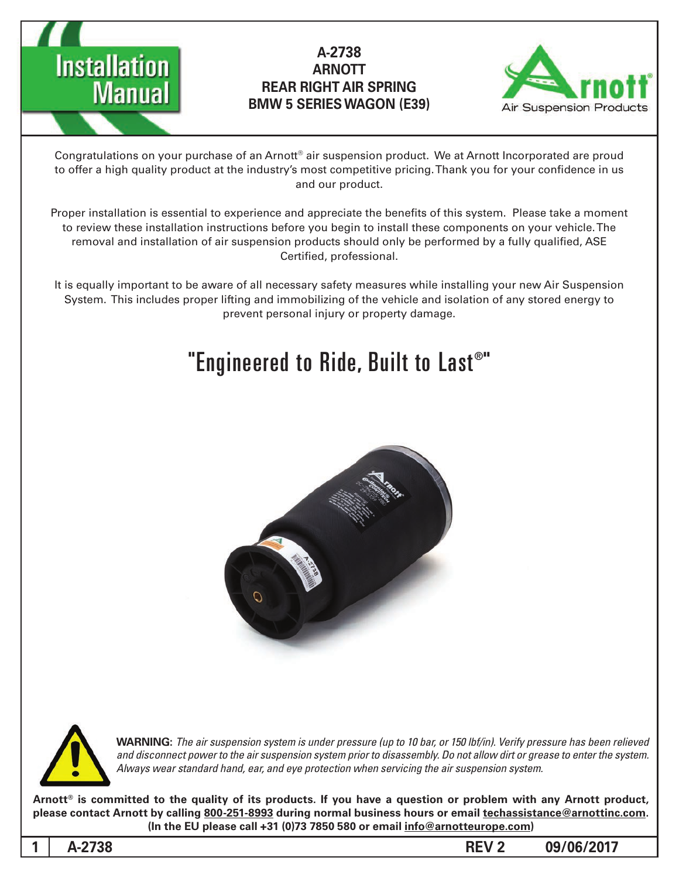# Installation Manual

## A-2738
## ARNOTT
## REAR RIGHT AIR SPRING
## BMW 5 SERIES WAGON (E39)

Arnott® Air Suspension Products

Congratulations on your purchase of an Arnott® air suspension product. We at Arnott Incorporated are proud to offer a high quality product at the industry's most competitive pricing. Thank you for your confidence in us and our product.

Proper installation is essential to experience and appreciate the benefits of this system. Please take a moment to review these installation instructions before you begin to install these components on your vehicle. The removal and installation of air suspension products should only be performed by a fully qualified, ASE Certified, professional.

It is equally important to be aware of all necessary safety measures while installing your new Air Suspension System. This includes proper lifting and immobilizing of the vehicle and isolation of any stored energy to prevent personal injury or property damage.

# "Engineered to Ride, Built to Last®"

**WARNING:** *The air suspension system is under pressure (up to 10 bar, or 150 lbf/in). Verify pressure has been relieved and disconnect power to the air suspension system prior to disassembly. Do not allow dirt or grease to enter the system. Always wear standard hand, ear, and eye protection when servicing the air suspension system.*

**Arnott® is committed to the quality of its products. If you have a question or problem with any Arnott product, please contact Arnott by calling 800-251-8993 during normal business hours or email techassistance@arnottinc.com. (In the EU please call +31 (0)73 7850 580 or email info@arnotteurope.com)**

A-2738 REV 2 09/06/2017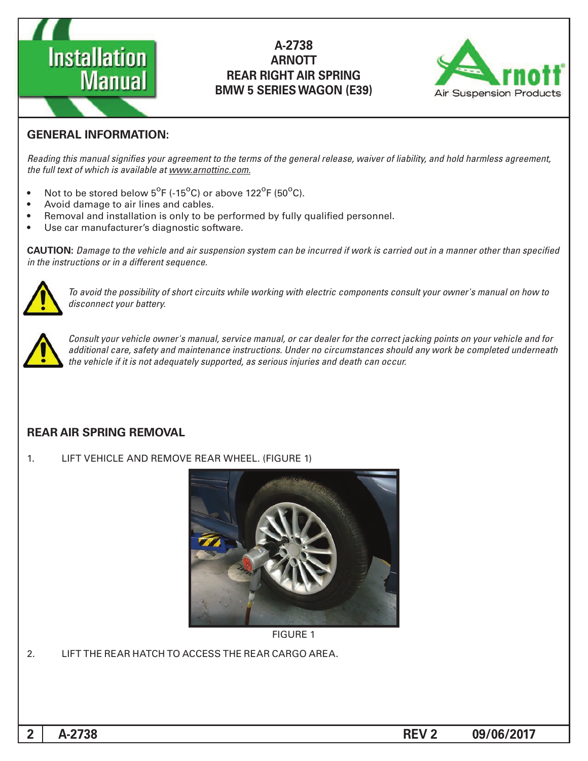# A-2738
# ARNOTT
# REAR RIGHT AIR SPRING
# BMW 5 SERIES WAGON (E39)

## GENERAL INFORMATION:

*Reading this manual signifies your agreement to the terms of the general release, waiver of liability, and hold harmless agreement, the full text of which is available at www.arnottinc.com.*

- Not to be stored below 5°F (-15°C) or above 122°F (50°C).
- Avoid damage to air lines and cables.
- Removal and installation is only to be performed by fully qualified personnel.
- Use car manufacturer's diagnostic software.

**CAUTION:** *Damage to the vehicle and air suspension system can be incurred if work is carried out in a manner other than specified in the instructions or in a different sequence.*

*To avoid the possibility of short circuits while working with electric components consult your owner's manual on how to disconnect your battery.*

*Consult your vehicle owner's manual, service manual, or car dealer for the correct jacking points on your vehicle and for additional care, safety and maintenance instructions. Under no circumstances should any work be completed underneath the vehicle if it is not adequately supported, as serious injuries and death can occur.*

## REAR AIR SPRING REMOVAL

1. LIFT VEHICLE AND REMOVE REAR WHEEL. (FIGURE 1)

FIGURE 1

2. LIFT THE REAR HATCH TO ACCESS THE REAR CARGO AREA.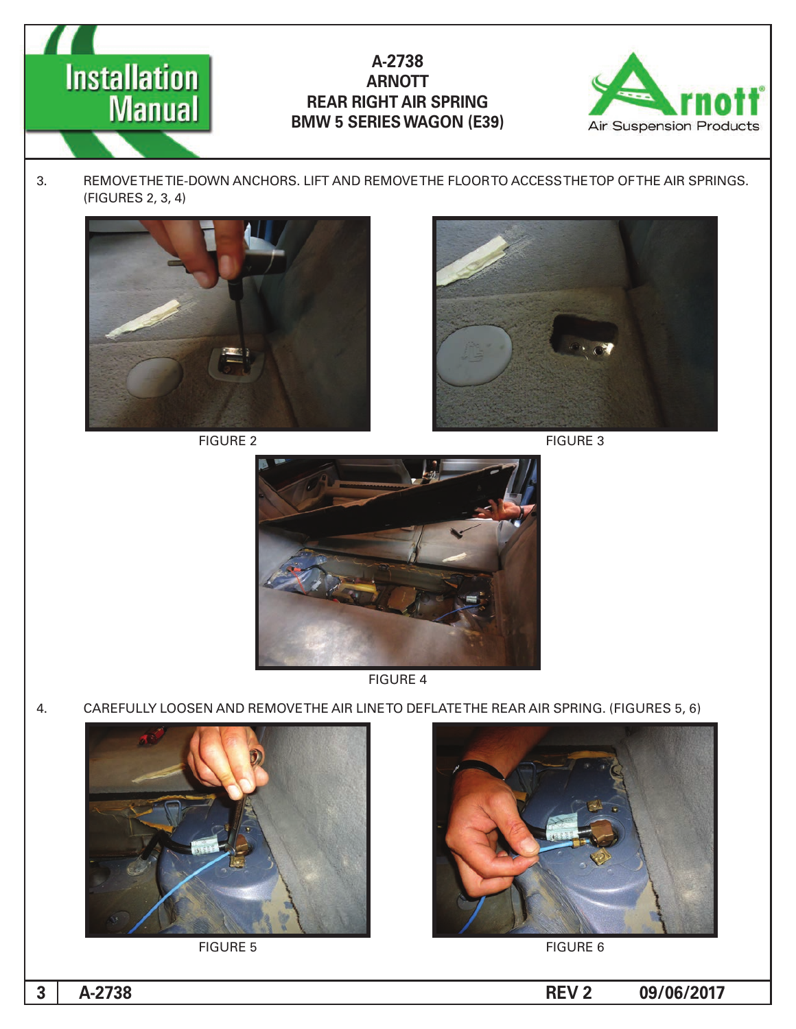3. REMOVE THE TIE-DOWN ANCHORS. LIFT AND REMOVE THE FLOOR TO ACCESS THE TOP OF THE AIR SPRINGS. (FIGURES 2, 3, 4)

FIGURE 2

FIGURE 3

FIGURE 4

4. CAREFULLY LOOSEN AND REMOVE THE AIR LINE TO DEFLATE THE REAR AIR SPRING. (FIGURES 5, 6)

FIGURE 5

FIGURE 6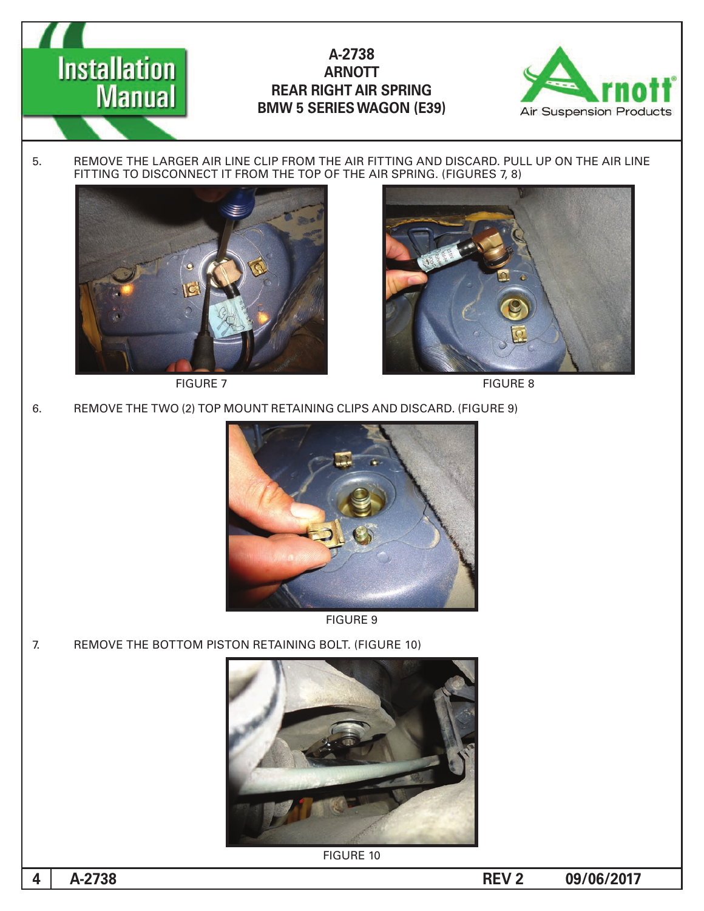5. REMOVE THE LARGER AIR LINE CLIP FROM THE AIR FITTING AND DISCARD. PULL UP ON THE AIR LINE FITTING TO DISCONNECT IT FROM THE TOP OF THE AIR SPRING. (FIGURES 7, 8)

FIGURE 7

FIGURE 8

6. REMOVE THE TWO (2) TOP MOUNT RETAINING CLIPS AND DISCARD. (FIGURE 9)

FIGURE 9

7. REMOVE THE BOTTOM PISTON RETAINING BOLT. (FIGURE 10)

FIGURE 10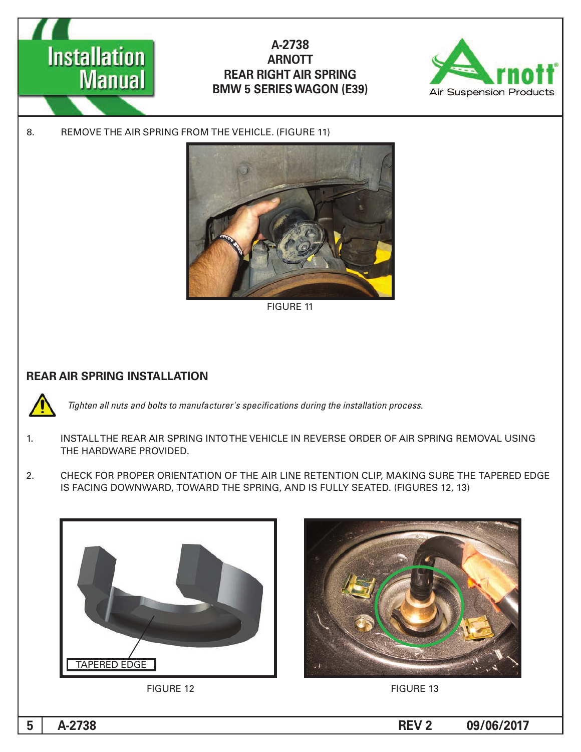8. REMOVE THE AIR SPRING FROM THE VEHICLE. (FIGURE 11)

FIGURE 11

## REAR AIR SPRING INSTALLATION

*Tighten all nuts and bolts to manufacturer's specifications during the installation process.*

1. INSTALL THE REAR AIR SPRING INTO THE VEHICLE IN REVERSE ORDER OF AIR SPRING REMOVAL USING THE HARDWARE PROVIDED.

2. CHECK FOR PROPER ORIENTATION OF THE AIR LINE RETENTION CLIP, MAKING SURE THE TAPERED EDGE IS FACING DOWNWARD, TOWARD THE SPRING, AND IS FULLY SEATED. (FIGURES 12, 13)

TAPERED EDGE

FIGURE 12

FIGURE 13